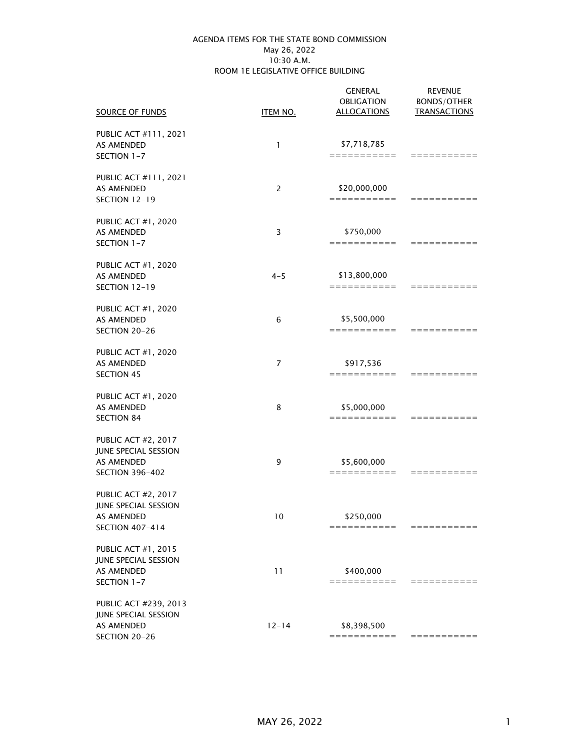AGENDA ITEMS FOR THE STATE BOND COMMISSION
May 26, 2022
10:30 A.M.
ROOM 1E LEGISLATIVE OFFICE BUILDING

| SOURCE OF FUNDS | ITEM NO. | GENERAL OBLIGATION ALLOCATIONS | REVENUE BONDS/OTHER TRANSACTIONS |
|---|---|---|---|
| PUBLIC ACT #111, 2021 AS AMENDED SECTION 1-7 | 1 | $7,718,785 =========== | =========== |
| PUBLIC ACT #111, 2021 AS AMENDED SECTION 12-19 | 2 | $20,000,000 =========== | =========== |
| PUBLIC ACT #1, 2020 AS AMENDED SECTION 1-7 | 3 | $750,000 =========== | =========== |
| PUBLIC ACT #1, 2020 AS AMENDED SECTION 12-19 | 4-5 | $13,800,000 =========== | =========== |
| PUBLIC ACT #1, 2020 AS AMENDED SECTION 20-26 | 6 | $5,500,000 =========== | =========== |
| PUBLIC ACT #1, 2020 AS AMENDED SECTION 45 | 7 | $917,536 =========== | =========== |
| PUBLIC ACT #1, 2020 AS AMENDED SECTION 84 | 8 | $5,000,000 =========== | =========== |
| PUBLIC ACT #2, 2017 JUNE SPECIAL SESSION AS AMENDED SECTION 396-402 | 9 | $5,600,000 =========== | =========== |
| PUBLIC ACT #2, 2017 JUNE SPECIAL SESSION AS AMENDED SECTION 407-414 | 10 | $250,000 =========== | =========== |
| PUBLIC ACT #1, 2015 JUNE SPECIAL SESSION AS AMENDED SECTION 1-7 | 11 | $400,000 =========== | =========== |
| PUBLIC ACT #239, 2013 JUNE SPECIAL SESSION AS AMENDED SECTION 20-26 | 12-14 | $8,398,500 =========== | =========== |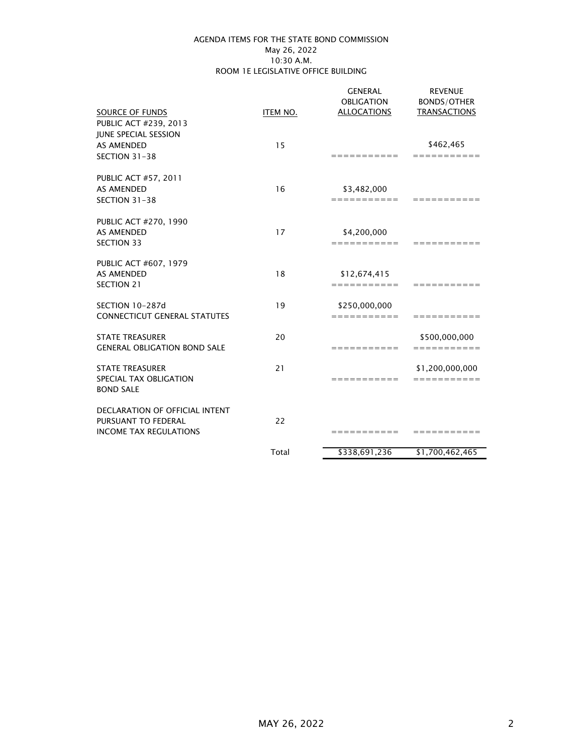AGENDA ITEMS FOR THE STATE BOND COMMISSION
May 26, 2022
10:30 A.M.
ROOM 1E LEGISLATIVE OFFICE BUILDING

| SOURCE OF FUNDS | ITEM NO. | GENERAL OBLIGATION ALLOCATIONS | REVENUE BONDS/OTHER TRANSACTIONS |
|---|---|---|---|
| PUBLIC ACT #239, 2013 JUNE SPECIAL SESSION AS AMENDED SECTION 31-38 | 15 | | $462,465 |
| PUBLIC ACT #57, 2011 AS AMENDED SECTION 31-38 | 16 | $3,482,000 | |
| PUBLIC ACT #270, 1990 AS AMENDED SECTION 33 | 17 | $4,200,000 | |
| PUBLIC ACT #607, 1979 AS AMENDED SECTION 21 | 18 | $12,674,415 | |
| SECTION 10-287d CONNECTICUT GENERAL STATUTES | 19 | $250,000,000 | |
| STATE TREASURER GENERAL OBLIGATION BOND SALE | 20 | | $500,000,000 |
| STATE TREASURER SPECIAL TAX OBLIGATION BOND SALE | 21 | | $1,200,000,000 |
| DECLARATION OF OFFICIAL INTENT PURSUANT TO FEDERAL INCOME TAX REGULATIONS | 22 | | |
| | Total | $338,691,236 | $1,700,462,465 |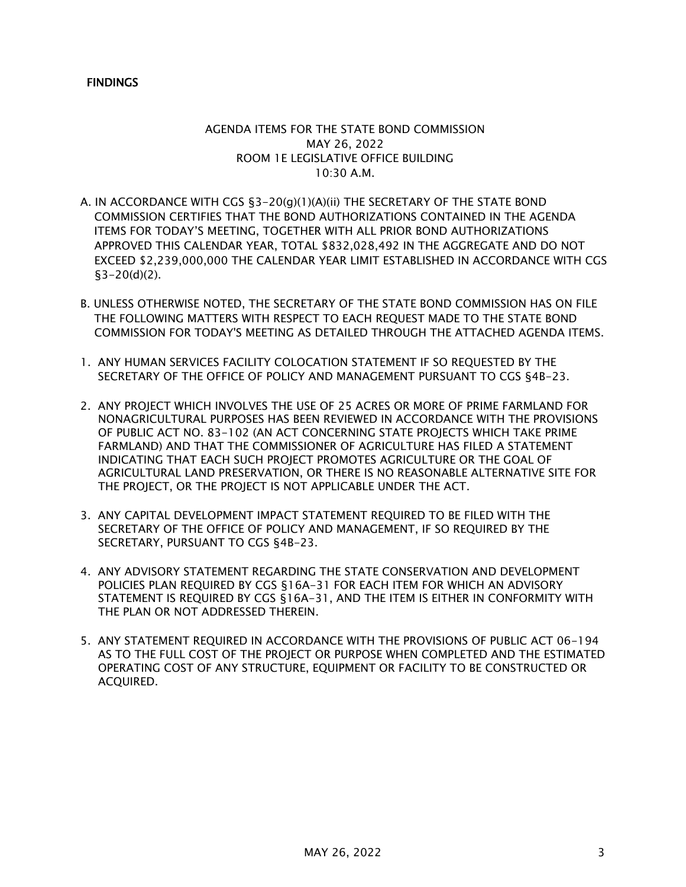**FINDINGS**

AGENDA ITEMS FOR THE STATE BOND COMMISSION
MAY 26, 2022
ROOM 1E LEGISLATIVE OFFICE BUILDING
10:30 A.M.

A. IN ACCORDANCE WITH CGS §3-20(g)(1)(A)(ii) THE SECRETARY OF THE STATE BOND COMMISSION CERTIFIES THAT THE BOND AUTHORIZATIONS CONTAINED IN THE AGENDA ITEMS FOR TODAY'S MEETING, TOGETHER WITH ALL PRIOR BOND AUTHORIZATIONS APPROVED THIS CALENDAR YEAR, TOTAL $832,028,492 IN THE AGGREGATE AND DO NOT EXCEED $2,239,000,000 THE CALENDAR YEAR LIMIT ESTABLISHED IN ACCORDANCE WITH CGS §3-20(d)(2).

B. UNLESS OTHERWISE NOTED, THE SECRETARY OF THE STATE BOND COMMISSION HAS ON FILE THE FOLLOWING MATTERS WITH RESPECT TO EACH REQUEST MADE TO THE STATE BOND COMMISSION FOR TODAY'S MEETING AS DETAILED THROUGH THE ATTACHED AGENDA ITEMS.

1. ANY HUMAN SERVICES FACILITY COLOCATION STATEMENT IF SO REQUESTED BY THE SECRETARY OF THE OFFICE OF POLICY AND MANAGEMENT PURSUANT TO CGS §4B-23.

2. ANY PROJECT WHICH INVOLVES THE USE OF 25 ACRES OR MORE OF PRIME FARMLAND FOR NONAGRICULTURAL PURPOSES HAS BEEN REVIEWED IN ACCORDANCE WITH THE PROVISIONS OF PUBLIC ACT NO. 83-102 (AN ACT CONCERNING STATE PROJECTS WHICH TAKE PRIME FARMLAND) AND THAT THE COMMISSIONER OF AGRICULTURE HAS FILED A STATEMENT INDICATING THAT EACH SUCH PROJECT PROMOTES AGRICULTURE OR THE GOAL OF AGRICULTURAL LAND PRESERVATION, OR THERE IS NO REASONABLE ALTERNATIVE SITE FOR THE PROJECT, OR THE PROJECT IS NOT APPLICABLE UNDER THE ACT.

3. ANY CAPITAL DEVELOPMENT IMPACT STATEMENT REQUIRED TO BE FILED WITH THE SECRETARY OF THE OFFICE OF POLICY AND MANAGEMENT, IF SO REQUIRED BY THE SECRETARY, PURSUANT TO CGS §4B-23.

4. ANY ADVISORY STATEMENT REGARDING THE STATE CONSERVATION AND DEVELOPMENT POLICIES PLAN REQUIRED BY CGS §16A-31 FOR EACH ITEM FOR WHICH AN ADVISORY STATEMENT IS REQUIRED BY CGS §16A-31, AND THE ITEM IS EITHER IN CONFORMITY WITH THE PLAN OR NOT ADDRESSED THEREIN.

5. ANY STATEMENT REQUIRED IN ACCORDANCE WITH THE PROVISIONS OF PUBLIC ACT 06-194 AS TO THE FULL COST OF THE PROJECT OR PURPOSE WHEN COMPLETED AND THE ESTIMATED OPERATING COST OF ANY STRUCTURE, EQUIPMENT OR FACILITY TO BE CONSTRUCTED OR ACQUIRED.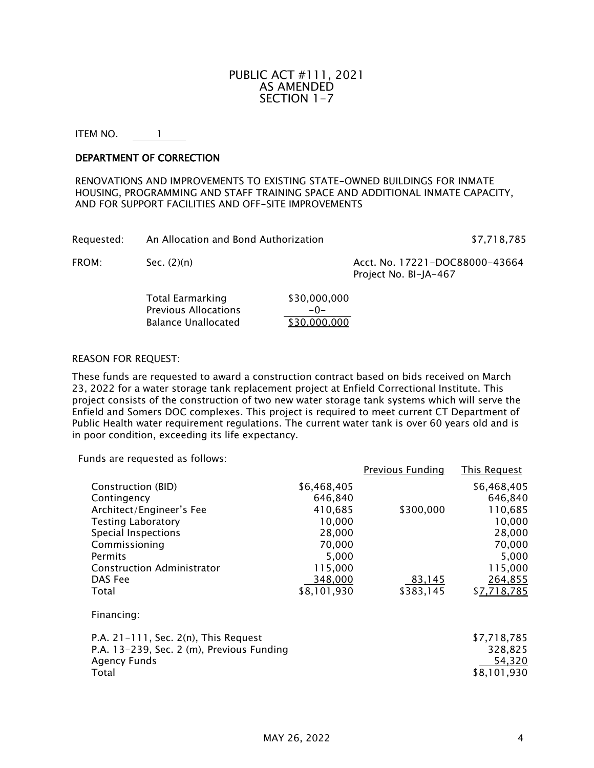# PUBLIC ACT #111, 2021
## AS AMENDED
## SECTION 1-7

ITEM NO. 1

**DEPARTMENT OF CORRECTION**

RENOVATIONS AND IMPROVEMENTS TO EXISTING STATE-OWNED BUILDINGS FOR INMATE HOUSING, PROGRAMMING AND STAFF TRAINING SPACE AND ADDITIONAL INMATE CAPACITY, AND FOR SUPPORT FACILITIES AND OFF-SITE IMPROVEMENTS

Requested: An Allocation and Bond Authorization $7,718,785

FROM: Sec. (2)(n) Acct. No. 17221-DOC88000-43664
Project No. BI-JA-467

| | |
|---|---|
| Total Earmarking | $30,000,000 |
| Previous Allocations | -0- |
| Balance Unallocated | $30,000,000 |

REASON FOR REQUEST:

These funds are requested to award a construction contract based on bids received on March 23, 2022 for a water storage tank replacement project at Enfield Correctional Institute. This project consists of the construction of two new water storage tank systems which will serve the Enfield and Somers DOC complexes. This project is required to meet current CT Department of Public Health water requirement regulations. The current water tank is over 60 years old and is in poor condition, exceeding its life expectancy.

Funds are requested as follows:

| | | Previous Funding | This Request |
|---|---|---|---|
| Construction (BID) | $6,468,405 | | $6,468,405 |
| Contingency | 646,840 | | 646,840 |
| Architect/Engineer's Fee | 410,685 | $300,000 | 110,685 |
| Testing Laboratory | 10,000 | | 10,000 |
| Special Inspections | 28,000 | | 28,000 |
| Commissioning | 70,000 | | 70,000 |
| Permits | 5,000 | | 5,000 |
| Construction Administrator | 115,000 | | 115,000 |
| DAS Fee | 348,000 | 83,145 | 264,855 |
| Total | $8,101,930 | $383,145 | $7,718,785 |

Financing:

| | |
|---|---|
| P.A. 21-111, Sec. 2(n), This Request | $7,718,785 |
| P.A. 13-239, Sec. 2 (m), Previous Funding | 328,825 |
| Agency Funds | 54,320 |
| Total | $8,101,930 |

MAY 26, 2022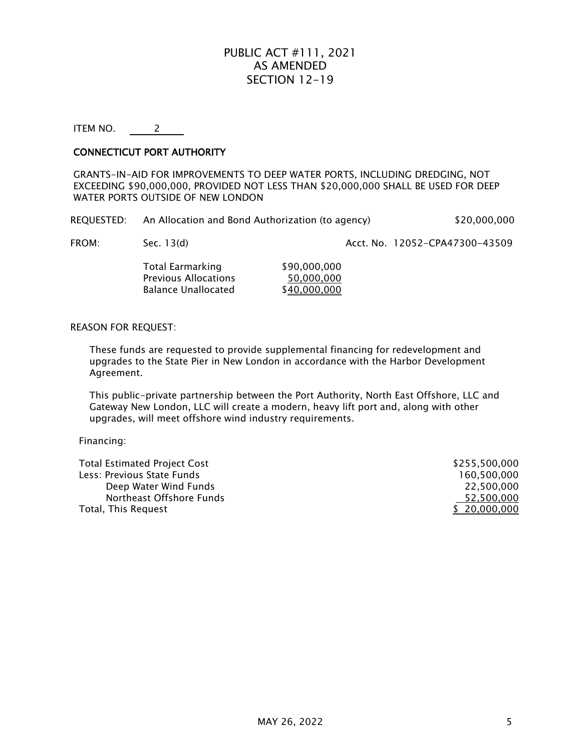# PUBLIC ACT #111, 2021
# AS AMENDED
# SECTION 12-19

ITEM NO. 2

**CONNECTICUT PORT AUTHORITY**

GRANTS-IN-AID FOR IMPROVEMENTS TO DEEP WATER PORTS, INCLUDING DREDGING, NOT EXCEEDING $90,000,000, PROVIDED NOT LESS THAN $20,000,000 SHALL BE USED FOR DEEP WATER PORTS OUTSIDE OF NEW LONDON

REQUESTED: An Allocation and Bond Authorization (to agency) $20,000,000

FROM: Sec. 13(d) Acct. No. 12052-CPA47300-43509

| | |
|---|---|
| Total Earmarking | $90,000,000 |
| Previous Allocations | 50,000,000 |
| Balance Unallocated | $40,000,000 |

REASON FOR REQUEST:

These funds are requested to provide supplemental financing for redevelopment and upgrades to the State Pier in New London in accordance with the Harbor Development Agreement.

This public-private partnership between the Port Authority, North East Offshore, LLC and Gateway New London, LLC will create a modern, heavy lift port and, along with other upgrades, will meet offshore wind industry requirements.

Financing:

| | |
|---|---|
| Total Estimated Project Cost | $255,500,000 |
| Less: Previous State Funds | 160,500,000 |
| Deep Water Wind Funds | 22,500,000 |
| Northeast Offshore Funds | 52,500,000 |
| Total, This Request | $ 20,000,000 |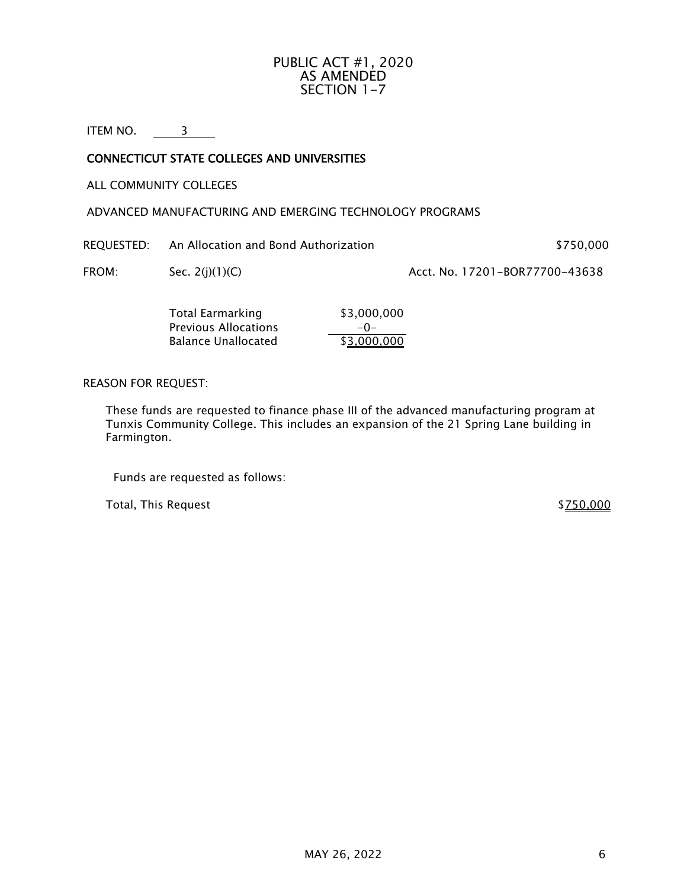PUBLIC ACT #1, 2020
AS AMENDED
SECTION 1-7

ITEM NO. 3

**CONNECTICUT STATE COLLEGES AND UNIVERSITIES**

ALL COMMUNITY COLLEGES

ADVANCED MANUFACTURING AND EMERGING TECHNOLOGY PROGRAMS

| | | |
|---|---|---|
| REQUESTED: | An Allocation and Bond Authorization | $750,000 |
| FROM: | Sec. 2(j)(1)(C) | Acct. No. 17201-BOR77700-43638 |

| | |
|---|---|
| Total Earmarking | $3,000,000 |
| Previous Allocations | -0- |
| Balance Unallocated | $3,000,000 |

REASON FOR REQUEST:

These funds are requested to finance phase III of the advanced manufacturing program at Tunxis Community College. This includes an expansion of the 21 Spring Lane building in Farmington.

Funds are requested as follows:

| | |
|---|---|
| Total, This Request | $750,000 |

MAY 26, 2022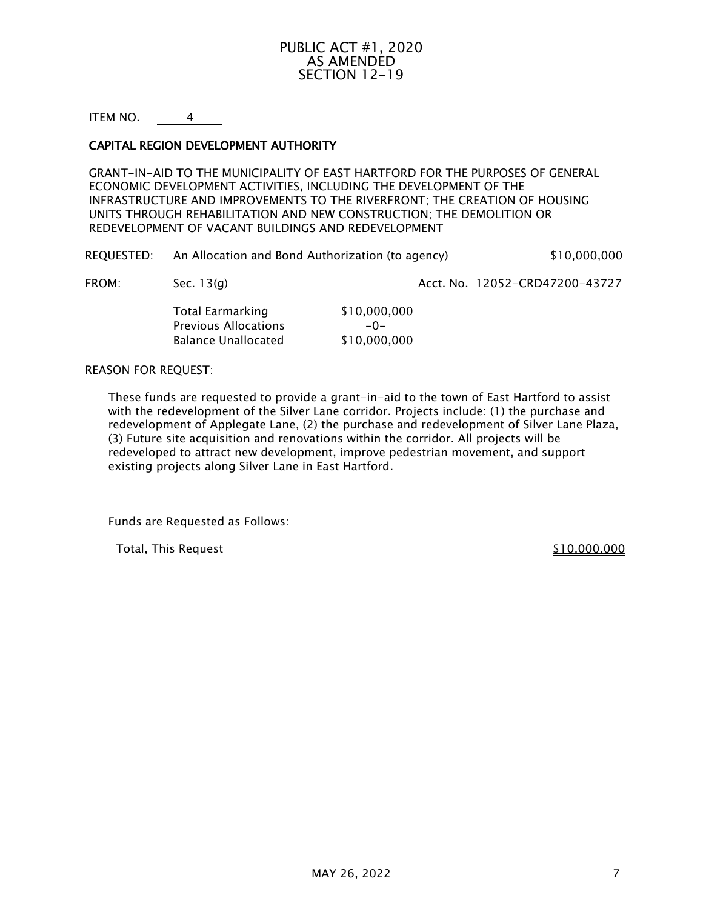# PUBLIC ACT #1, 2020
# AS AMENDED
# SECTION 12-19

ITEM NO. 4

**CAPITAL REGION DEVELOPMENT AUTHORITY**

GRANT-IN-AID TO THE MUNICIPALITY OF EAST HARTFORD FOR THE PURPOSES OF GENERAL ECONOMIC DEVELOPMENT ACTIVITIES, INCLUDING THE DEVELOPMENT OF THE INFRASTRUCTURE AND IMPROVEMENTS TO THE RIVERFRONT; THE CREATION OF HOUSING UNITS THROUGH REHABILITATION AND NEW CONSTRUCTION; THE DEMOLITION OR REDEVELOPMENT OF VACANT BUILDINGS AND REDEVELOPMENT

REQUESTED: An Allocation and Bond Authorization (to agency) $10,000,000

FROM: Sec. 13(g) Acct. No. 12052-CRD47200-43727

| | |
|---|---|
| Total Earmarking | $10,000,000 |
| Previous Allocations | -0- |
| Balance Unallocated | $10,000,000 |

REASON FOR REQUEST:

These funds are requested to provide a grant-in-aid to the town of East Hartford to assist with the redevelopment of the Silver Lane corridor. Projects include: (1) the purchase and redevelopment of Applegate Lane, (2) the purchase and redevelopment of Silver Lane Plaza, (3) Future site acquisition and renovations within the corridor. All projects will be redeveloped to attract new development, improve pedestrian movement, and support existing projects along Silver Lane in East Hartford.

Funds are Requested as Follows:

| | |
|---|---|
| Total, This Request | $10,000,000 |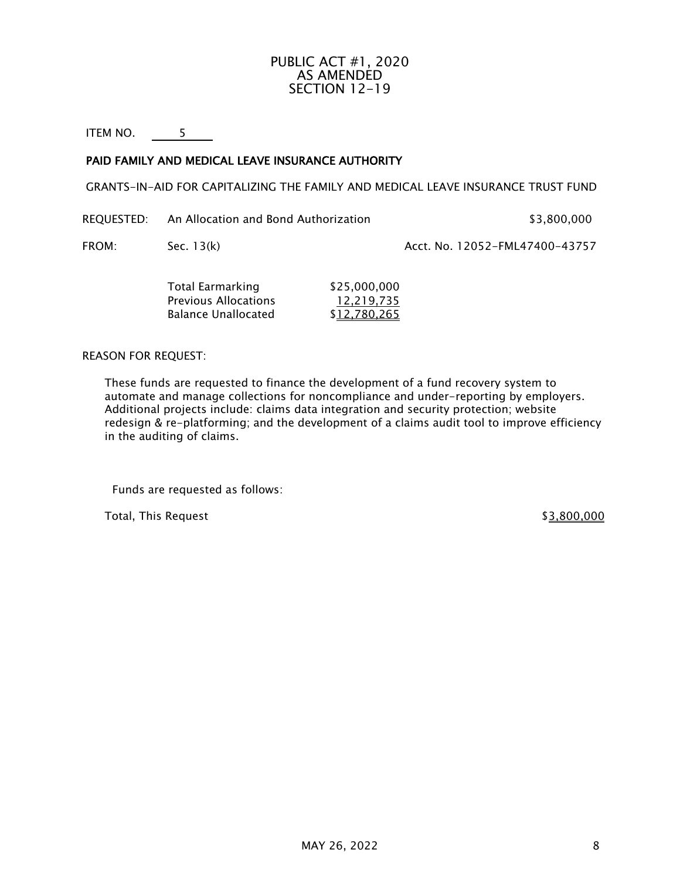# PUBLIC ACT #1, 2020
# AS AMENDED
# SECTION 12-19

ITEM NO. 5

**PAID FAMILY AND MEDICAL LEAVE INSURANCE AUTHORITY**

GRANTS-IN-AID FOR CAPITALIZING THE FAMILY AND MEDICAL LEAVE INSURANCE TRUST FUND

REQUESTED: An Allocation and Bond Authorization $3,800,000

FROM: Sec. 13(k) Acct. No. 12052-FML47400-43757

| | |
|---|---|
| Total Earmarking | $25,000,000 |
| Previous Allocations | 12,219,735 |
| Balance Unallocated | $12,780,265 |

REASON FOR REQUEST:

These funds are requested to finance the development of a fund recovery system to automate and manage collections for noncompliance and under-reporting by employers. Additional projects include: claims data integration and security protection; website redesign & re-platforming; and the development of a claims audit tool to improve efficiency in the auditing of claims.

Funds are requested as follows:

Total, This Request $3,800,000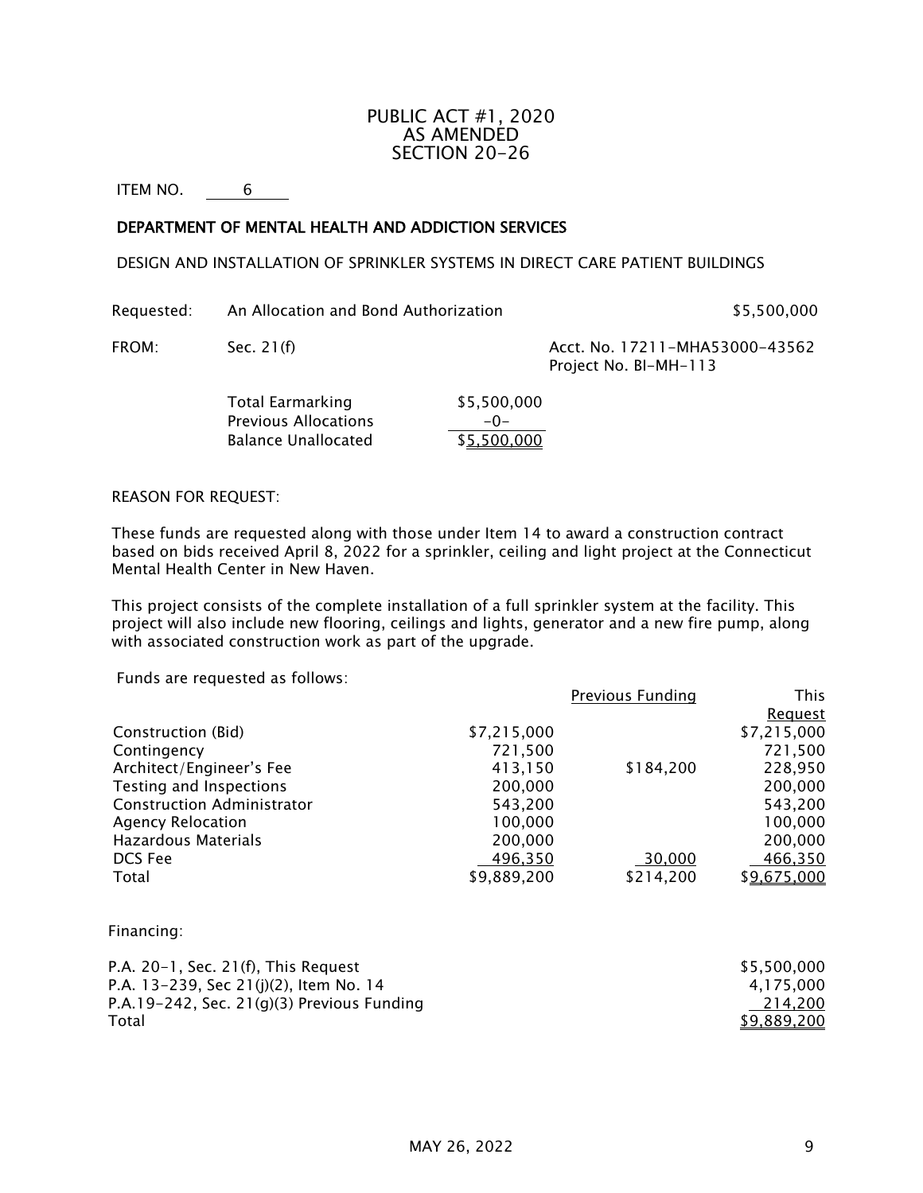# PUBLIC ACT #1, 2020
# AS AMENDED
# SECTION 20-26

ITEM NO. 6

## DEPARTMENT OF MENTAL HEALTH AND ADDICTION SERVICES

DESIGN AND INSTALLATION OF SPRINKLER SYSTEMS IN DIRECT CARE PATIENT BUILDINGS

Requested: An Allocation and Bond Authorization $5,500,000

FROM: Sec. 21(f) Acct. No. 17211-MHA53000-43562
Project No. BI-MH-113

| | |
|---|---|
| Total Earmarking | $5,500,000 |
| Previous Allocations | -0- |
| Balance Unallocated | $5,500,000 |

REASON FOR REQUEST:

These funds are requested along with those under Item 14 to award a construction contract based on bids received April 8, 2022 for a sprinkler, ceiling and light project at the Connecticut Mental Health Center in New Haven.

This project consists of the complete installation of a full sprinkler system at the facility. This project will also include new flooring, ceilings and lights, generator and a new fire pump, along with associated construction work as part of the upgrade.

Funds are requested as follows:

| | | Previous Funding | This Request |
|---|---|---|---|
| Construction (Bid) | $7,215,000 | | $7,215,000 |
| Contingency | 721,500 | | 721,500 |
| Architect/Engineer's Fee | 413,150 | $184,200 | 228,950 |
| Testing and Inspections | 200,000 | | 200,000 |
| Construction Administrator | 543,200 | | 543,200 |
| Agency Relocation | 100,000 | | 100,000 |
| Hazardous Materials | 200,000 | | 200,000 |
| DCS Fee | 496,350 | 30,000 | 466,350 |
| Total | $9,889,200 | $214,200 | $9,675,000 |

Financing:

| | |
|---|---|
| P.A. 20-1, Sec. 21(f), This Request | $5,500,000 |
| P.A. 13-239, Sec 21(j)(2), Item No. 14 | 4,175,000 |
| P.A.19-242, Sec. 21(g)(3) Previous Funding | 214,200 |
| Total | $9,889,200 |

MAY 26, 2022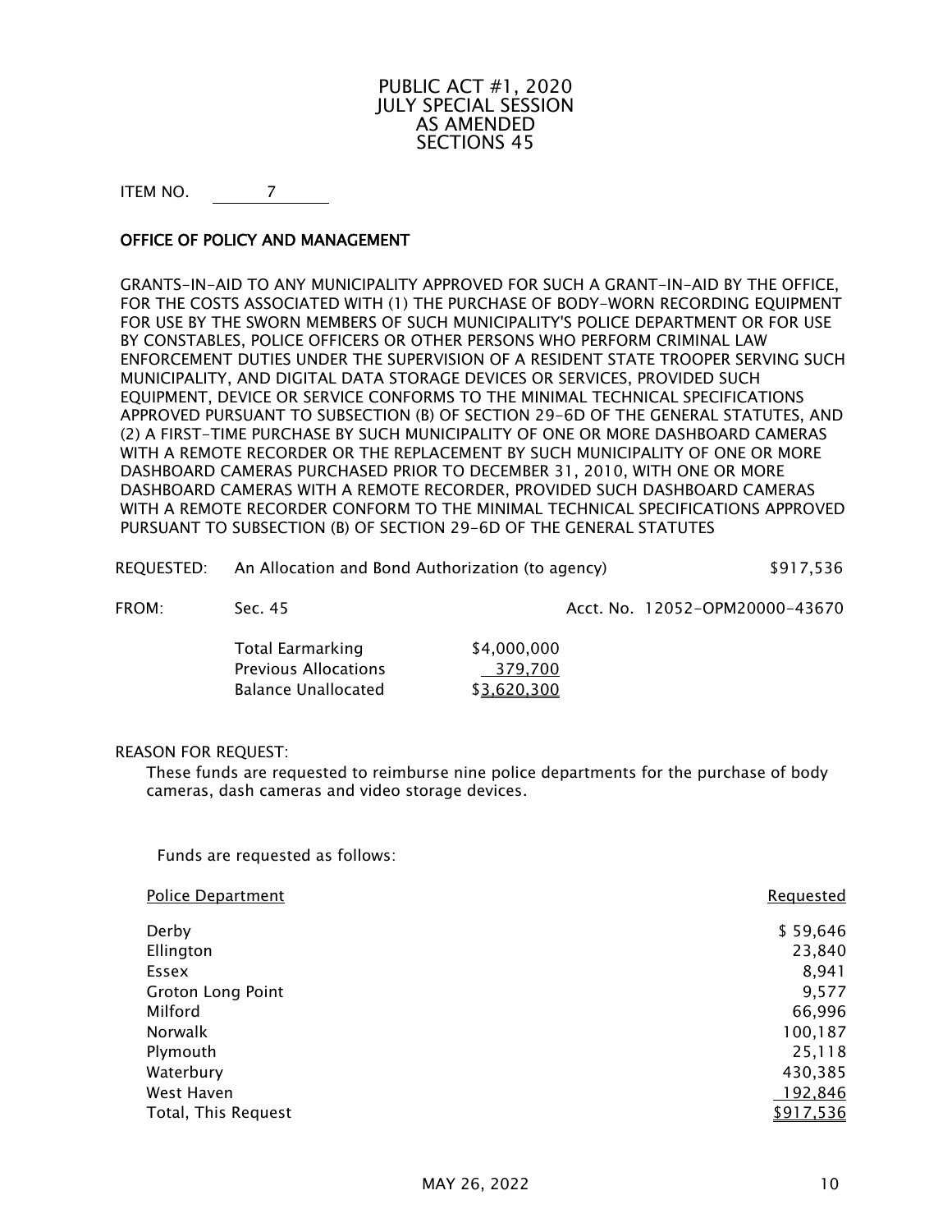# PUBLIC ACT #1, 2020
# JULY SPECIAL SESSION
# AS AMENDED
# SECTIONS 45

ITEM NO. 7

**OFFICE OF POLICY AND MANAGEMENT**

GRANTS-IN-AID TO ANY MUNICIPALITY APPROVED FOR SUCH A GRANT-IN-AID BY THE OFFICE, FOR THE COSTS ASSOCIATED WITH (1) THE PURCHASE OF BODY-WORN RECORDING EQUIPMENT FOR USE BY THE SWORN MEMBERS OF SUCH MUNICIPALITY'S POLICE DEPARTMENT OR FOR USE BY CONSTABLES, POLICE OFFICERS OR OTHER PERSONS WHO PERFORM CRIMINAL LAW ENFORCEMENT DUTIES UNDER THE SUPERVISION OF A RESIDENT STATE TROOPER SERVING SUCH MUNICIPALITY, AND DIGITAL DATA STORAGE DEVICES OR SERVICES, PROVIDED SUCH EQUIPMENT, DEVICE OR SERVICE CONFORMS TO THE MINIMAL TECHNICAL SPECIFICATIONS APPROVED PURSUANT TO SUBSECTION (B) OF SECTION 29-6D OF THE GENERAL STATUTES, AND (2) A FIRST-TIME PURCHASE BY SUCH MUNICIPALITY OF ONE OR MORE DASHBOARD CAMERAS WITH A REMOTE RECORDER OR THE REPLACEMENT BY SUCH MUNICIPALITY OF ONE OR MORE DASHBOARD CAMERAS PURCHASED PRIOR TO DECEMBER 31, 2010, WITH ONE OR MORE DASHBOARD CAMERAS WITH A REMOTE RECORDER, PROVIDED SUCH DASHBOARD CAMERAS WITH A REMOTE RECORDER CONFORM TO THE MINIMAL TECHNICAL SPECIFICATIONS APPROVED PURSUANT TO SUBSECTION (B) OF SECTION 29-6D OF THE GENERAL STATUTES

REQUESTED: An Allocation and Bond Authorization (to agency) $917,536

FROM: Sec. 45 Acct. No. 12052-OPM20000-43670

| | |
|---|---|
| Total Earmarking | $4,000,000 |
| Previous Allocations | 379,700 |
| Balance Unallocated | $3,620,300 |

REASON FOR REQUEST:

These funds are requested to reimburse nine police departments for the purchase of body cameras, dash cameras and video storage devices.

Funds are requested as follows:

| Police Department | Requested |
|---|---|
| Derby | $ 59,646 |
| Ellington | 23,840 |
| Essex | 8,941 |
| Groton Long Point | 9,577 |
| Milford | 66,996 |
| Norwalk | 100,187 |
| Plymouth | 25,118 |
| Waterbury | 430,385 |
| West Haven | 192,846 |
| Total, This Request | $917,536 |

MAY 26, 2022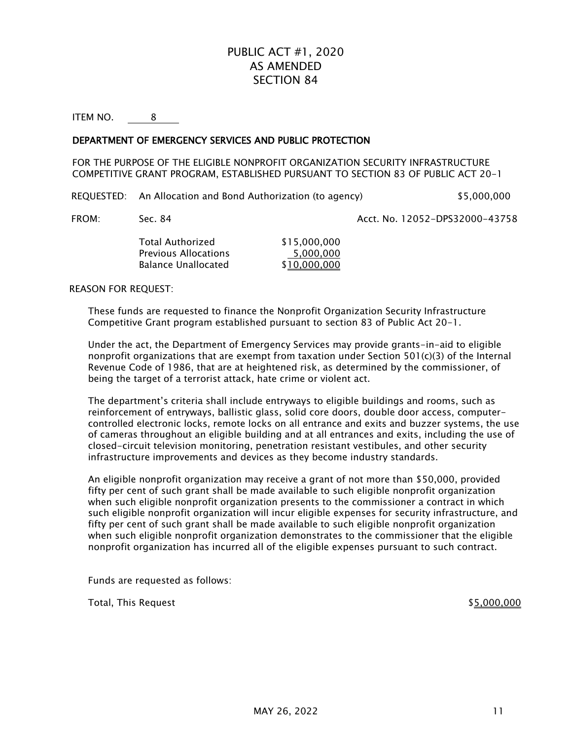# PUBLIC ACT #1, 2020
# AS AMENDED
# SECTION 84

ITEM NO. 8

**DEPARTMENT OF EMERGENCY SERVICES AND PUBLIC PROTECTION**

FOR THE PURPOSE OF THE ELIGIBLE NONPROFIT ORGANIZATION SECURITY INFRASTRUCTURE COMPETITIVE GRANT PROGRAM, ESTABLISHED PURSUANT TO SECTION 83 OF PUBLIC ACT 20-1

REQUESTED: An Allocation and Bond Authorization (to agency) $5,000,000

FROM: Sec. 84 Acct. No. 12052-DPS32000-43758

| | |
|---|---|
| Total Authorized | $15,000,000 |
| Previous Allocations | 5,000,000 |
| Balance Unallocated | $10,000,000 |

REASON FOR REQUEST:

These funds are requested to finance the Nonprofit Organization Security Infrastructure Competitive Grant program established pursuant to section 83 of Public Act 20-1.

Under the act, the Department of Emergency Services may provide grants-in-aid to eligible nonprofit organizations that are exempt from taxation under Section 501(c)(3) of the Internal Revenue Code of 1986, that are at heightened risk, as determined by the commissioner, of being the target of a terrorist attack, hate crime or violent act.

The department's criteria shall include entryways to eligible buildings and rooms, such as reinforcement of entryways, ballistic glass, solid core doors, double door access, computer-controlled electronic locks, remote locks on all entrance and exits and buzzer systems, the use of cameras throughout an eligible building and at all entrances and exits, including the use of closed-circuit television monitoring, penetration resistant vestibules, and other security infrastructure improvements and devices as they become industry standards.

An eligible nonprofit organization may receive a grant of not more than $50,000, provided fifty per cent of such grant shall be made available to such eligible nonprofit organization when such eligible nonprofit organization presents to the commissioner a contract in which such eligible nonprofit organization will incur eligible expenses for security infrastructure, and fifty per cent of such grant shall be made available to such eligible nonprofit organization when such eligible nonprofit organization demonstrates to the commissioner that the eligible nonprofit organization has incurred all of the eligible expenses pursuant to such contract.

Funds are requested as follows:

Total, This Request $5,000,000

MAY 26, 2022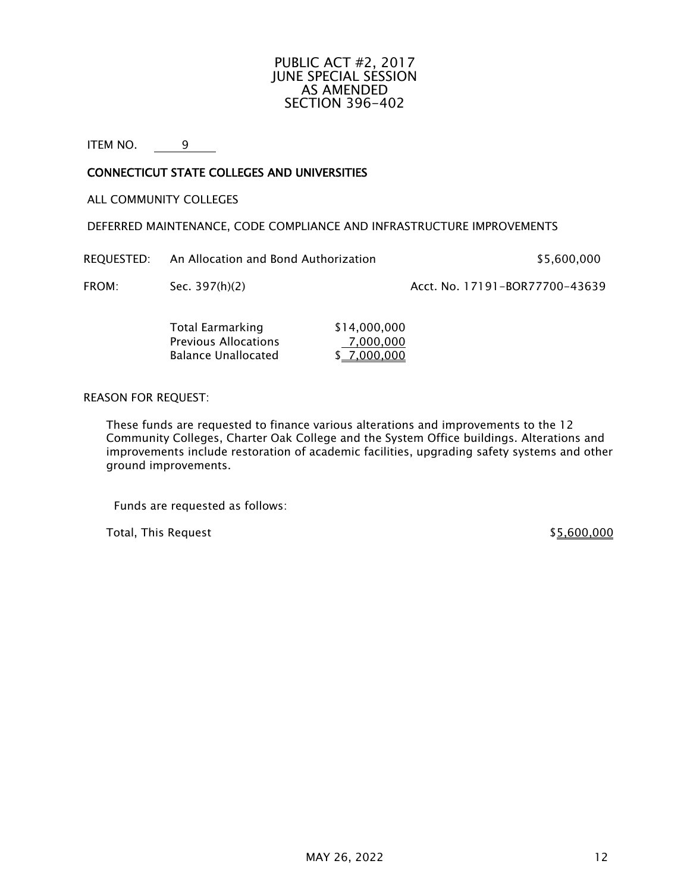# PUBLIC ACT #2, 2017
# JUNE SPECIAL SESSION
# AS AMENDED
# SECTION 396-402

ITEM NO. 9

**CONNECTICUT STATE COLLEGES AND UNIVERSITIES**

ALL COMMUNITY COLLEGES

DEFERRED MAINTENANCE, CODE COMPLIANCE AND INFRASTRUCTURE IMPROVEMENTS

| | | |
|---|---|---|
| REQUESTED: | An Allocation and Bond Authorization | $5,600,000 |
| FROM: | Sec. 397(h)(2) | Acct. No. 17191-BOR77700-43639 |

| | |
|---|---|
| Total Earmarking | $14,000,000 |
| Previous Allocations | 7,000,000 |
| Balance Unallocated | $ 7,000,000 |

REASON FOR REQUEST:

These funds are requested to finance various alterations and improvements to the 12 Community Colleges, Charter Oak College and the System Office buildings. Alterations and improvements include restoration of academic facilities, upgrading safety systems and other ground improvements.

Funds are requested as follows:

| | |
|---|---|
| Total, This Request | $5,600,000 |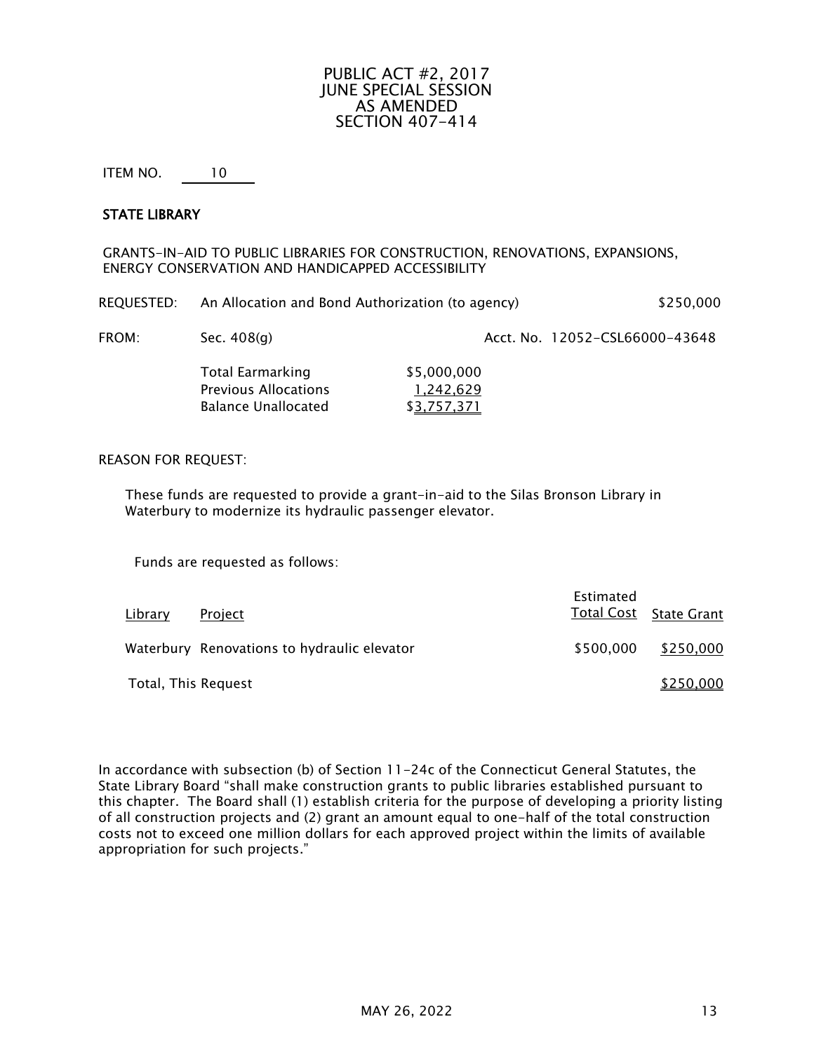# PUBLIC ACT #2, 2017
# JUNE SPECIAL SESSION
# AS AMENDED
# SECTION 407-414

ITEM NO. 10

**STATE LIBRARY**

GRANTS-IN-AID TO PUBLIC LIBRARIES FOR CONSTRUCTION, RENOVATIONS, EXPANSIONS, ENERGY CONSERVATION AND HANDICAPPED ACCESSIBILITY

REQUESTED: An Allocation and Bond Authorization (to agency) $250,000

FROM: Sec. 408(g) Acct. No. 12052-CSL66000-43648

| | |
|---|---|
| Total Earmarking | $5,000,000 |
| Previous Allocations | 1,242,629 |
| Balance Unallocated | $3,757,371 |

REASON FOR REQUEST:

These funds are requested to provide a grant-in-aid to the Silas Bronson Library in Waterbury to modernize its hydraulic passenger elevator.

Funds are requested as follows:

| Library | Project | Estimated Total Cost | State Grant |
|---|---|---|---|
| Waterbury | Renovations to hydraulic elevator | $500,000 | $250,000 |
| Total, This Request | | | $250,000 |

In accordance with subsection (b) of Section 11-24c of the Connecticut General Statutes, the State Library Board "shall make construction grants to public libraries established pursuant to this chapter. The Board shall (1) establish criteria for the purpose of developing a priority listing of all construction projects and (2) grant an amount equal to one-half of the total construction costs not to exceed one million dollars for each approved project within the limits of available appropriation for such projects."

MAY 26, 2022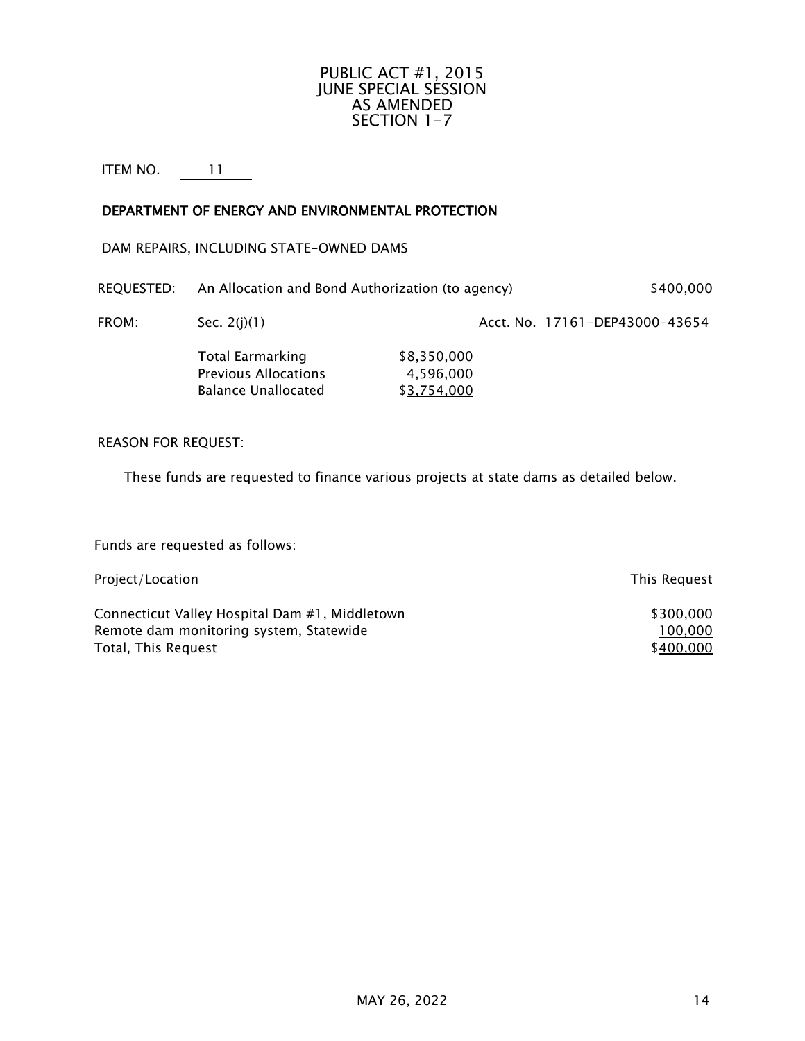# PUBLIC ACT #1, 2015
# JUNE SPECIAL SESSION
# AS AMENDED
# SECTION 1-7

ITEM NO. 11

## DEPARTMENT OF ENERGY AND ENVIRONMENTAL PROTECTION

DAM REPAIRS, INCLUDING STATE-OWNED DAMS

REQUESTED: An Allocation and Bond Authorization (to agency) $400,000

FROM: Sec. 2(j)(1) Acct. No. 17161-DEP43000-43654

| | |
|---|---|
| Total Earmarking | $8,350,000 |
| Previous Allocations | 4,596,000 |
| Balance Unallocated | $3,754,000 |

REASON FOR REQUEST:

These funds are requested to finance various projects at state dams as detailed below.

Funds are requested as follows:

| Project/Location | This Request |
|---|---|
| Connecticut Valley Hospital Dam #1, Middletown | $300,000 |
| Remote dam monitoring system, Statewide | 100,000 |
| Total, This Request | $400,000 |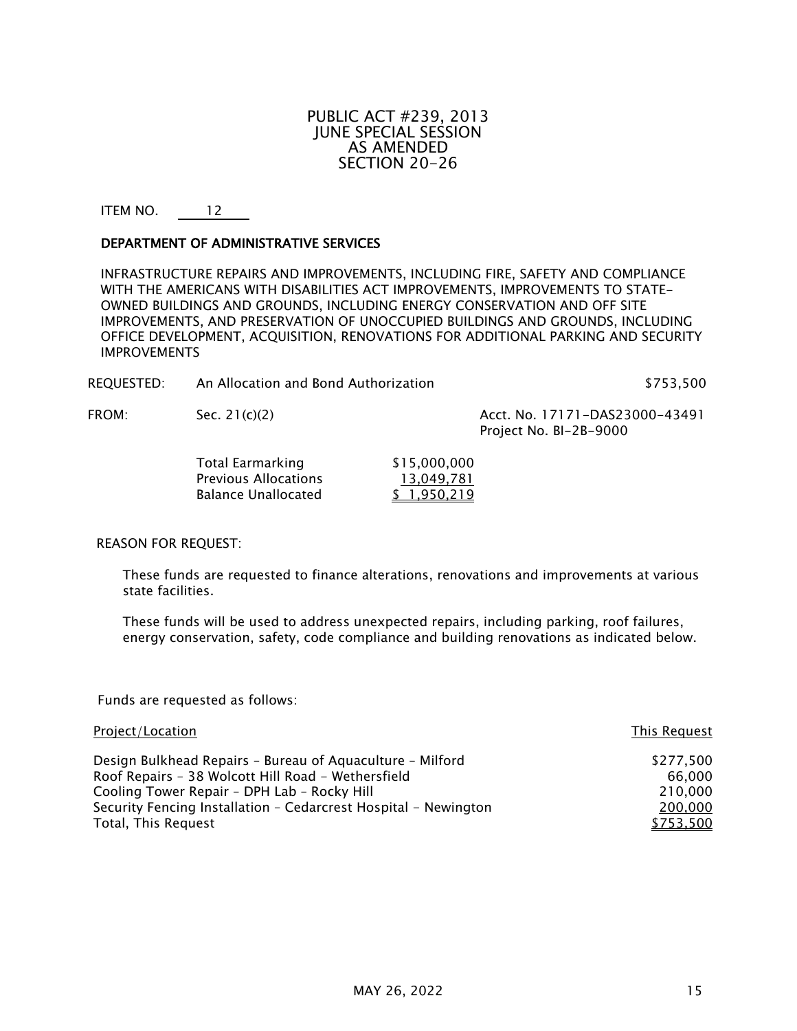# PUBLIC ACT #239, 2013
# JUNE SPECIAL SESSION
# AS AMENDED
# SECTION 20-26

ITEM NO. 12

**DEPARTMENT OF ADMINISTRATIVE SERVICES**

INFRASTRUCTURE REPAIRS AND IMPROVEMENTS, INCLUDING FIRE, SAFETY AND COMPLIANCE WITH THE AMERICANS WITH DISABILITIES ACT IMPROVEMENTS, IMPROVEMENTS TO STATE-OWNED BUILDINGS AND GROUNDS, INCLUDING ENERGY CONSERVATION AND OFF SITE IMPROVEMENTS, AND PRESERVATION OF UNOCCUPIED BUILDINGS AND GROUNDS, INCLUDING OFFICE DEVELOPMENT, ACQUISITION, RENOVATIONS FOR ADDITIONAL PARKING AND SECURITY IMPROVEMENTS

REQUESTED: An Allocation and Bond Authorization $753,500

FROM: Sec. 21(c)(2)

Acct. No. 17171-DAS23000-43491
Project No. BI-2B-9000

| | |
|---|---|
| Total Earmarking | $15,000,000 |
| Previous Allocations | 13,049,781 |
| Balance Unallocated | $ 1,950,219 |

REASON FOR REQUEST:

These funds are requested to finance alterations, renovations and improvements at various state facilities.

These funds will be used to address unexpected repairs, including parking, roof failures, energy conservation, safety, code compliance and building renovations as indicated below.

Funds are requested as follows:

| Project/Location | This Request |
|---|---|
| Design Bulkhead Repairs – Bureau of Aquaculture – Milford | $277,500 |
| Roof Repairs – 38 Wolcott Hill Road - Wethersfield | 66,000 |
| Cooling Tower Repair – DPH Lab – Rocky Hill | 210,000 |
| Security Fencing Installation – Cedarcrest Hospital - Newington | 200,000 |
| Total, This Request | $753,500 |

MAY 26, 2022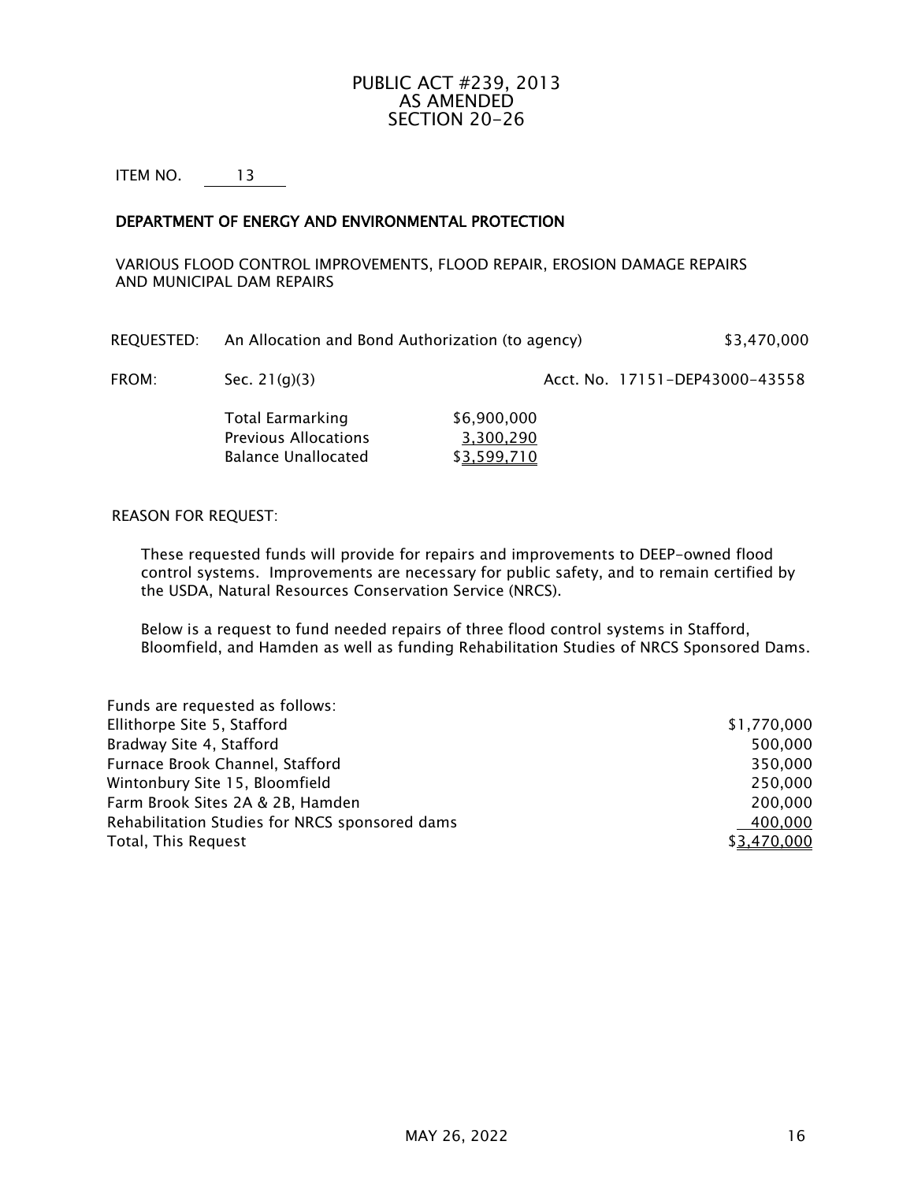# PUBLIC ACT #239, 2013
## AS AMENDED
## SECTION 20-26

ITEM NO. 13

**DEPARTMENT OF ENERGY AND ENVIRONMENTAL PROTECTION**

VARIOUS FLOOD CONTROL IMPROVEMENTS, FLOOD REPAIR, EROSION DAMAGE REPAIRS AND MUNICIPAL DAM REPAIRS

| | | | |
|---|---|---|---|
| REQUESTED: | An Allocation and Bond Authorization (to agency) | | $3,470,000 |
| FROM: | Sec. 21(g)(3) | | Acct. No. 17151-DEP43000-43558 |
| | Total Earmarking | $6,900,000 | |
| | Previous Allocations | 3,300,290 | |
| | Balance Unallocated | $3,599,710 | |

REASON FOR REQUEST:

These requested funds will provide for repairs and improvements to DEEP-owned flood control systems. Improvements are necessary for public safety, and to remain certified by the USDA, Natural Resources Conservation Service (NRCS).

Below is a request to fund needed repairs of three flood control systems in Stafford, Bloomfield, and Hamden as well as funding Rehabilitation Studies of NRCS Sponsored Dams.

| Funds are requested as follows: | |
|---|---|
| Ellithorpe Site 5, Stafford | $1,770,000 |
| Bradway Site 4, Stafford | 500,000 |
| Furnace Brook Channel, Stafford | 350,000 |
| Wintonbury Site 15, Bloomfield | 250,000 |
| Farm Brook Sites 2A & 2B, Hamden | 200,000 |
| Rehabilitation Studies for NRCS sponsored dams | 400,000 |
| Total, This Request | $3,470,000 |

MAY 26, 2022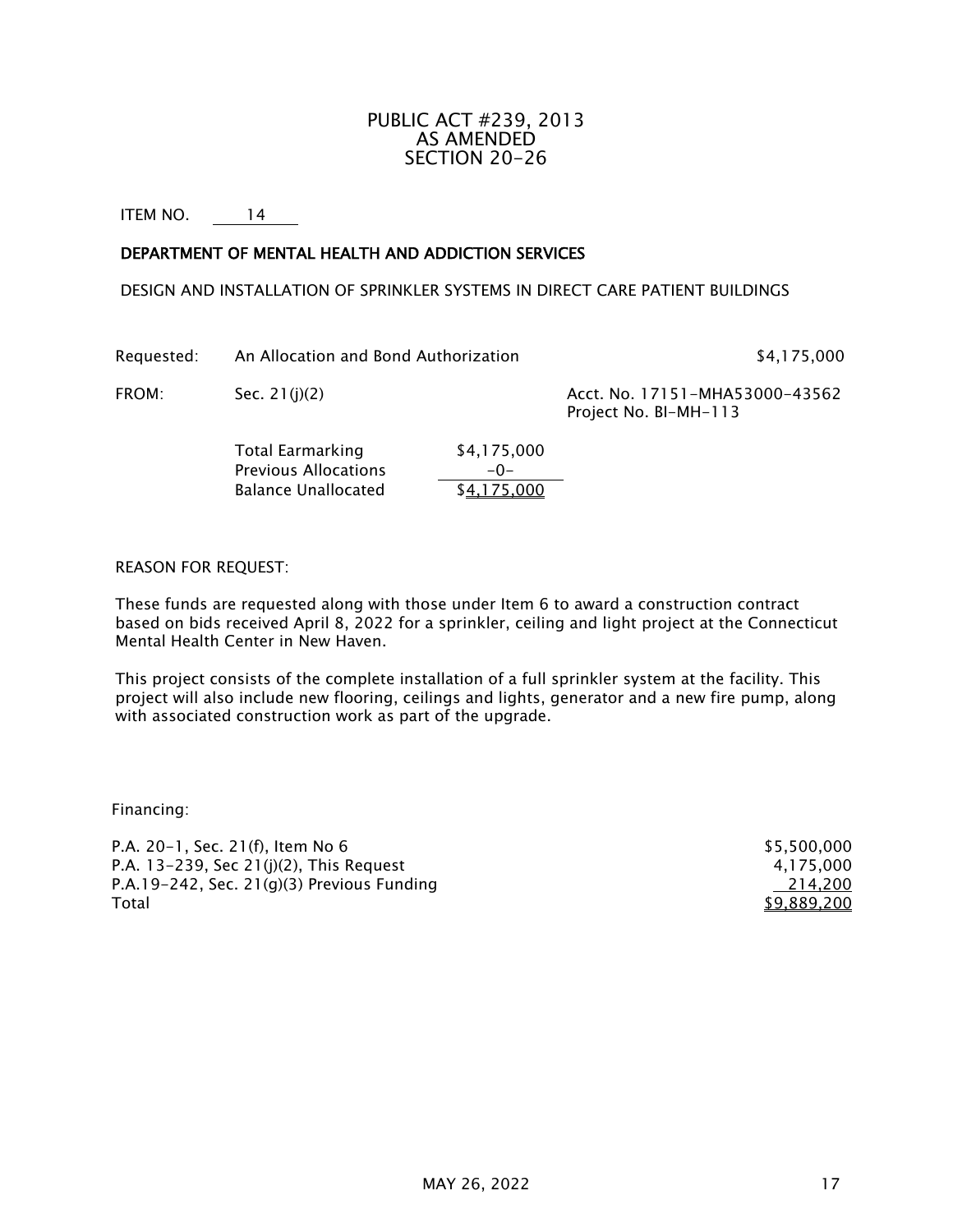# PUBLIC ACT #239, 2013
# AS AMENDED
# SECTION 20-26

ITEM NO. 14

**DEPARTMENT OF MENTAL HEALTH AND ADDICTION SERVICES**

DESIGN AND INSTALLATION OF SPRINKLER SYSTEMS IN DIRECT CARE PATIENT BUILDINGS

Requested: An Allocation and Bond Authorization $4,175,000

FROM: Sec. 21(j)(2) Acct. No. 17151-MHA53000-43562
Project No. BI-MH-113

| | |
|---|---|
| Total Earmarking | $4,175,000 |
| Previous Allocations | -0- |
| Balance Unallocated | $4,175,000 |

REASON FOR REQUEST:

These funds are requested along with those under Item 6 to award a construction contract based on bids received April 8, 2022 for a sprinkler, ceiling and light project at the Connecticut Mental Health Center in New Haven.

This project consists of the complete installation of a full sprinkler system at the facility. This project will also include new flooring, ceilings and lights, generator and a new fire pump, along with associated construction work as part of the upgrade.

Financing:

| | |
|---|---|
| P.A. 20-1, Sec. 21(f), Item No 6 | $5,500,000 |
| P.A. 13-239, Sec 21(j)(2), This Request | 4,175,000 |
| P.A.19-242, Sec. 21(g)(3) Previous Funding | 214,200 |
| Total | $9,889,200 |

MAY 26, 2022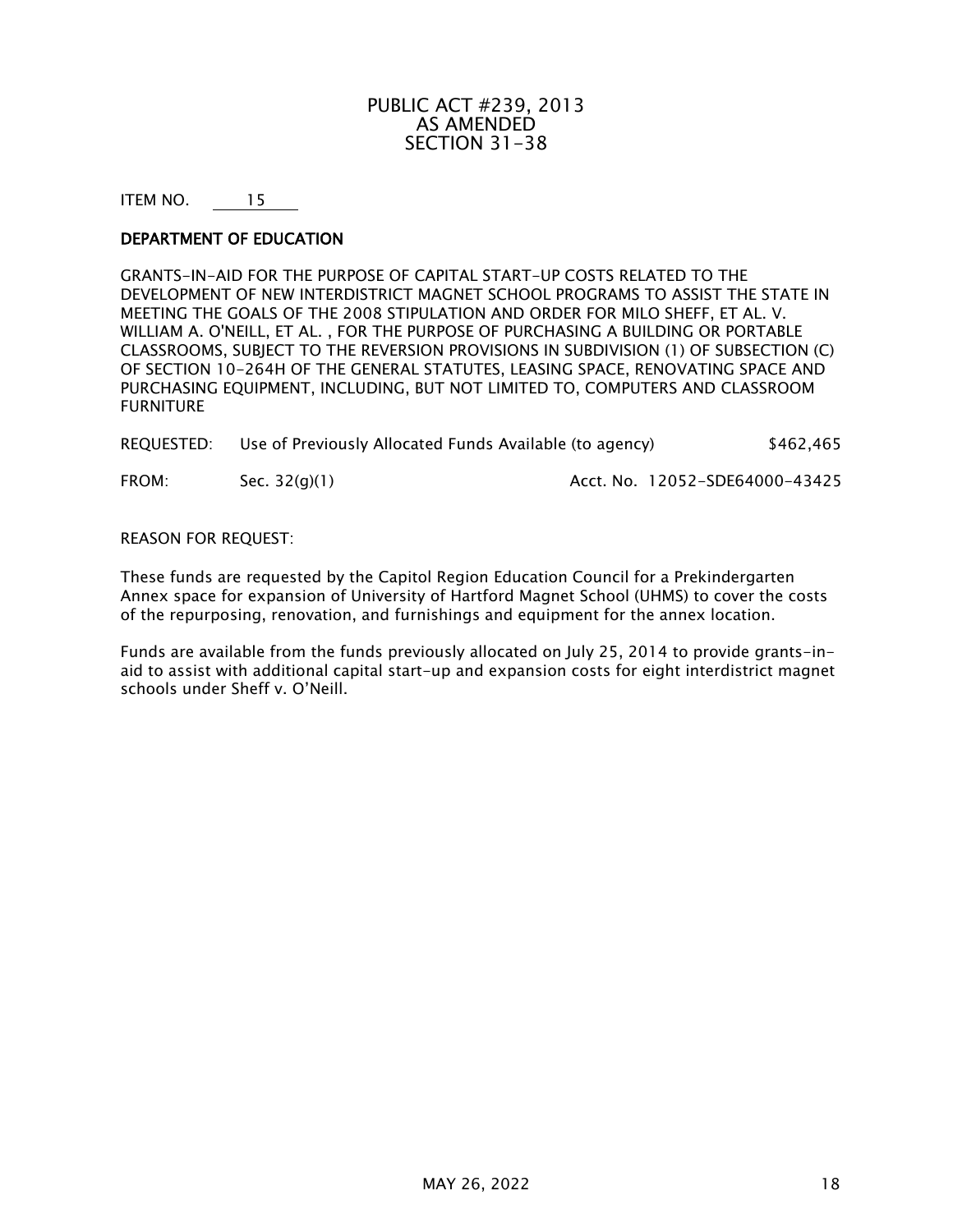# PUBLIC ACT #239, 2013
# AS AMENDED
# SECTION 31-38

ITEM NO. 15

**DEPARTMENT OF EDUCATION**

GRANTS-IN-AID FOR THE PURPOSE OF CAPITAL START-UP COSTS RELATED TO THE DEVELOPMENT OF NEW INTERDISTRICT MAGNET SCHOOL PROGRAMS TO ASSIST THE STATE IN MEETING THE GOALS OF THE 2008 STIPULATION AND ORDER FOR MILO SHEFF, ET AL. V. WILLIAM A. O'NEILL, ET AL. , FOR THE PURPOSE OF PURCHASING A BUILDING OR PORTABLE CLASSROOMS, SUBJECT TO THE REVERSION PROVISIONS IN SUBDIVISION (1) OF SUBSECTION (C) OF SECTION 10-264H OF THE GENERAL STATUTES, LEASING SPACE, RENOVATING SPACE AND PURCHASING EQUIPMENT, INCLUDING, BUT NOT LIMITED TO, COMPUTERS AND CLASSROOM FURNITURE

REQUESTED: Use of Previously Allocated Funds Available (to agency) $462,465

FROM: Sec. 32(g)(1) Acct. No. 12052-SDE64000-43425

REASON FOR REQUEST:

These funds are requested by the Capitol Region Education Council for a Prekindergarten Annex space for expansion of University of Hartford Magnet School (UHMS) to cover the costs of the repurposing, renovation, and furnishings and equipment for the annex location.

Funds are available from the funds previously allocated on July 25, 2014 to provide grants-in-aid to assist with additional capital start-up and expansion costs for eight interdistrict magnet schools under Sheff v. O'Neill.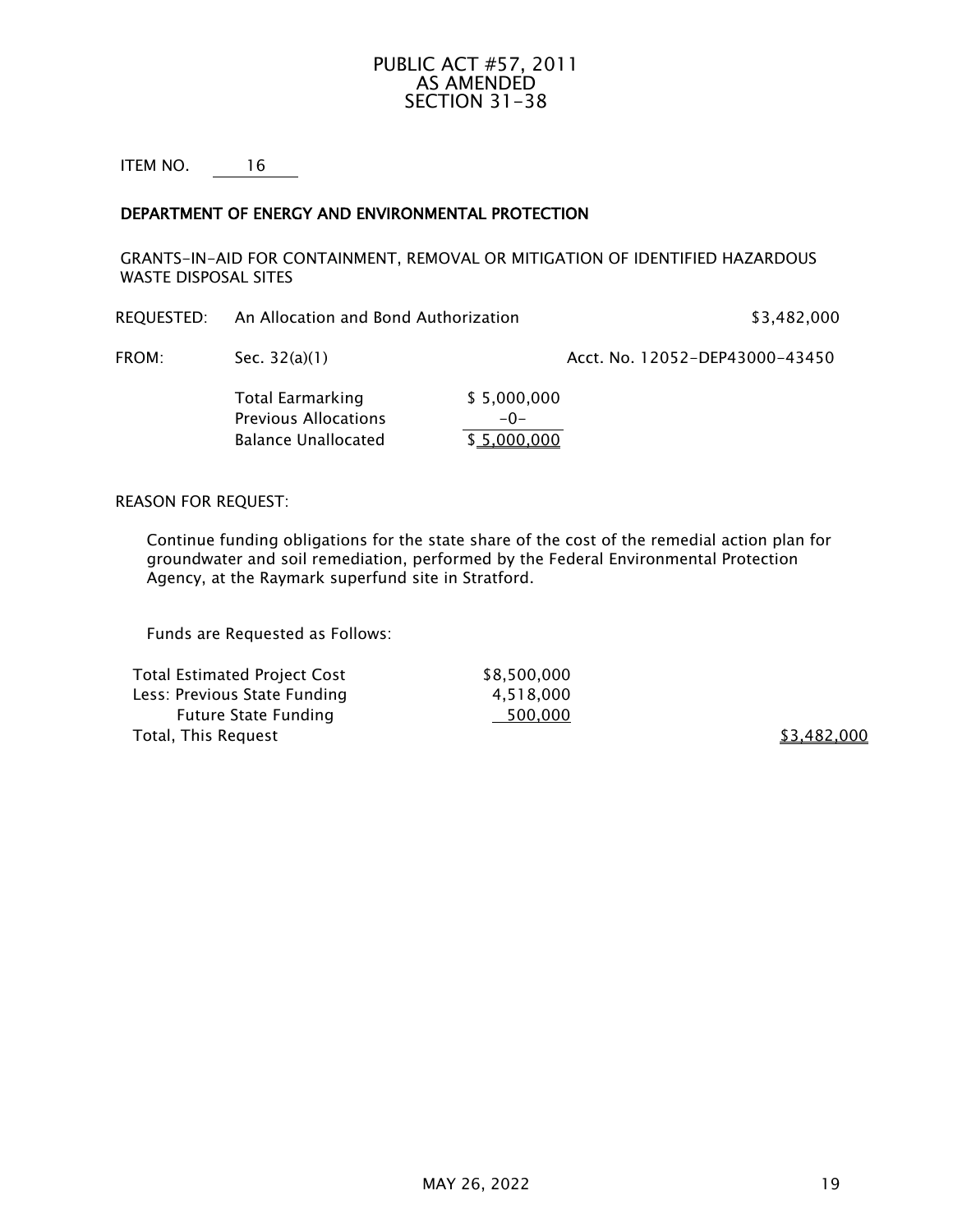# PUBLIC ACT #57, 2011
# AS AMENDED
# SECTION 31-38

ITEM NO. 16

**DEPARTMENT OF ENERGY AND ENVIRONMENTAL PROTECTION**

GRANTS-IN-AID FOR CONTAINMENT, REMOVAL OR MITIGATION OF IDENTIFIED HAZARDOUS WASTE DISPOSAL SITES

| | | | |
|---|---|---|---|
| REQUESTED: | An Allocation and Bond Authorization | | $3,482,000 |
| FROM: | Sec. 32(a)(1) | | Acct. No. 12052-DEP43000-43450 |
| | Total Earmarking | $ 5,000,000 | |
| | Previous Allocations | -0- | |
| | Balance Unallocated | $ 5,000,000 | |

REASON FOR REQUEST:

Continue funding obligations for the state share of the cost of the remedial action plan for groundwater and soil remediation, performed by the Federal Environmental Protection Agency, at the Raymark superfund site in Stratford.

Funds are Requested as Follows:

| | | |
|---|---|---|
| Total Estimated Project Cost | $8,500,000 | |
| Less: Previous State Funding | 4,518,000 | |
| Future State Funding | 500,000 | |
| Total, This Request | | $3,482,000 |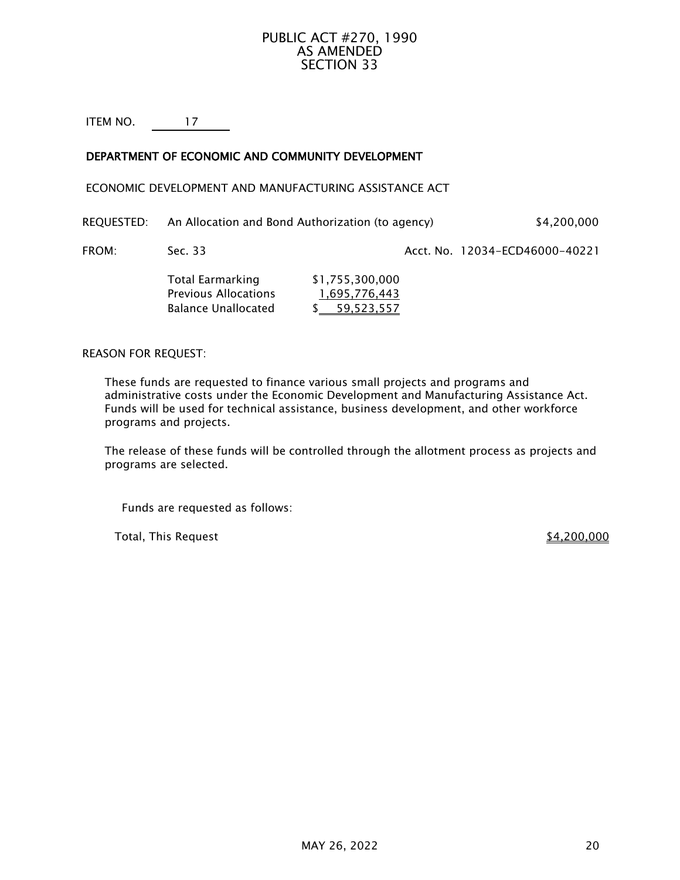# PUBLIC ACT #270, 1990
# AS AMENDED
# SECTION 33

ITEM NO. 17

## DEPARTMENT OF ECONOMIC AND COMMUNITY DEVELOPMENT

ECONOMIC DEVELOPMENT AND MANUFACTURING ASSISTANCE ACT

REQUESTED: An Allocation and Bond Authorization (to agency) $4,200,000

FROM: Sec. 33 Acct. No. 12034-ECD46000-40221

| | |
|---|---|
| Total Earmarking | $1,755,300,000 |
| Previous Allocations | 1,695,776,443 |
| Balance Unallocated | $ 59,523,557 |

REASON FOR REQUEST:

These funds are requested to finance various small projects and programs and administrative costs under the Economic Development and Manufacturing Assistance Act. Funds will be used for technical assistance, business development, and other workforce programs and projects.

The release of these funds will be controlled through the allotment process as projects and programs are selected.

Funds are requested as follows:

Total, This Request $4,200,000

MAY 26, 2022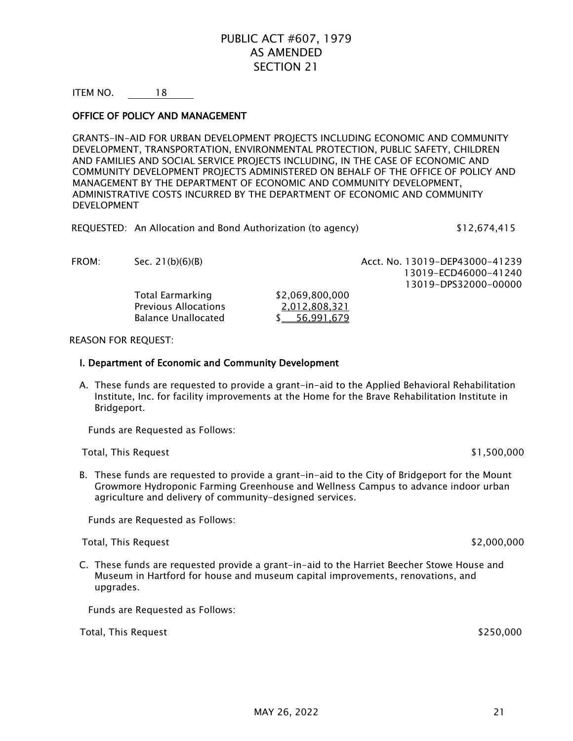# PUBLIC ACT #607, 1979
# AS AMENDED
# SECTION 21

ITEM NO. 18

**OFFICE OF POLICY AND MANAGEMENT**

GRANTS-IN-AID FOR URBAN DEVELOPMENT PROJECTS INCLUDING ECONOMIC AND COMMUNITY DEVELOPMENT, TRANSPORTATION, ENVIRONMENTAL PROTECTION, PUBLIC SAFETY, CHILDREN AND FAMILIES AND SOCIAL SERVICE PROJECTS INCLUDING, IN THE CASE OF ECONOMIC AND COMMUNITY DEVELOPMENT PROJECTS ADMINISTERED ON BEHALF OF THE OFFICE OF POLICY AND MANAGEMENT BY THE DEPARTMENT OF ECONOMIC AND COMMUNITY DEVELOPMENT, ADMINISTRATIVE COSTS INCURRED BY THE DEPARTMENT OF ECONOMIC AND COMMUNITY DEVELOPMENT

REQUESTED: An Allocation and Bond Authorization (to agency) $12,674,415

FROM: Sec. 21(b)(6)(B)

Acct. No. 13019-DEP43000-41239
13019-ECD46000-41240
13019-DPS32000-00000

| | |
|---|---|
| Total Earmarking | $2,069,800,000 |
| Previous Allocations | 2,012,808,321 |
| Balance Unallocated | $ 56,991,679 |

REASON FOR REQUEST:

**I. Department of Economic and Community Development**

A. These funds are requested to provide a grant-in-aid to the Applied Behavioral Rehabilitation Institute, Inc. for facility improvements at the Home for the Brave Rehabilitation Institute in Bridgeport.

Funds are Requested as Follows:

Total, This Request $1,500,000

B. These funds are requested to provide a grant-in-aid to the City of Bridgeport for the Mount Growmore Hydroponic Farming Greenhouse and Wellness Campus to advance indoor urban agriculture and delivery of community-designed services.

Funds are Requested as Follows:

Total, This Request $2,000,000

C. These funds are requested provide a grant-in-aid to the Harriet Beecher Stowe House and Museum in Hartford for house and museum capital improvements, renovations, and upgrades.

Funds are Requested as Follows:

Total, This Request $250,000

MAY 26, 2022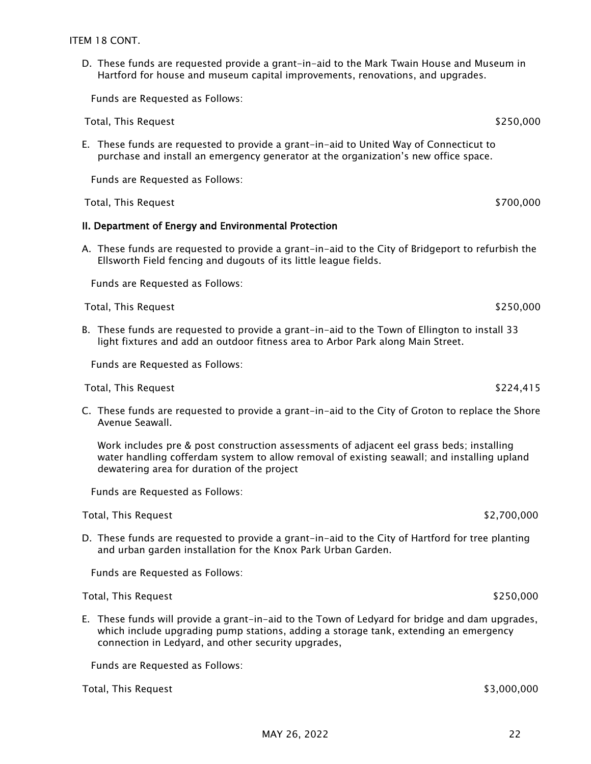ITEM 18 CONT.

D. These funds are requested provide a grant-in-aid to the Mark Twain House and Museum in Hartford for house and museum capital improvements, renovations, and upgrades.

Funds are Requested as Follows:

Total, This Request $250,000

E. These funds are requested to provide a grant-in-aid to United Way of Connecticut to purchase and install an emergency generator at the organization's new office space.

Funds are Requested as Follows:

Total, This Request $700,000

**II. Department of Energy and Environmental Protection**

A. These funds are requested to provide a grant-in-aid to the City of Bridgeport to refurbish the Ellsworth Field fencing and dugouts of its little league fields.

Funds are Requested as Follows:

Total, This Request $250,000

B. These funds are requested to provide a grant-in-aid to the Town of Ellington to install 33 light fixtures and add an outdoor fitness area to Arbor Park along Main Street.

Funds are Requested as Follows:

Total, This Request $224,415

C. These funds are requested to provide a grant-in-aid to the City of Groton to replace the Shore Avenue Seawall.

Work includes pre & post construction assessments of adjacent eel grass beds; installing water handling cofferdam system to allow removal of existing seawall; and installing upland dewatering area for duration of the project

Funds are Requested as Follows:

Total, This Request $2,700,000

D. These funds are requested to provide a grant-in-aid to the City of Hartford for tree planting and urban garden installation for the Knox Park Urban Garden.

Funds are Requested as Follows:

Total, This Request $250,000

E. These funds will provide a grant-in-aid to the Town of Ledyard for bridge and dam upgrades, which include upgrading pump stations, adding a storage tank, extending an emergency connection in Ledyard, and other security upgrades,

Funds are Requested as Follows:

Total, This Request $3,000,000

MAY 26, 2022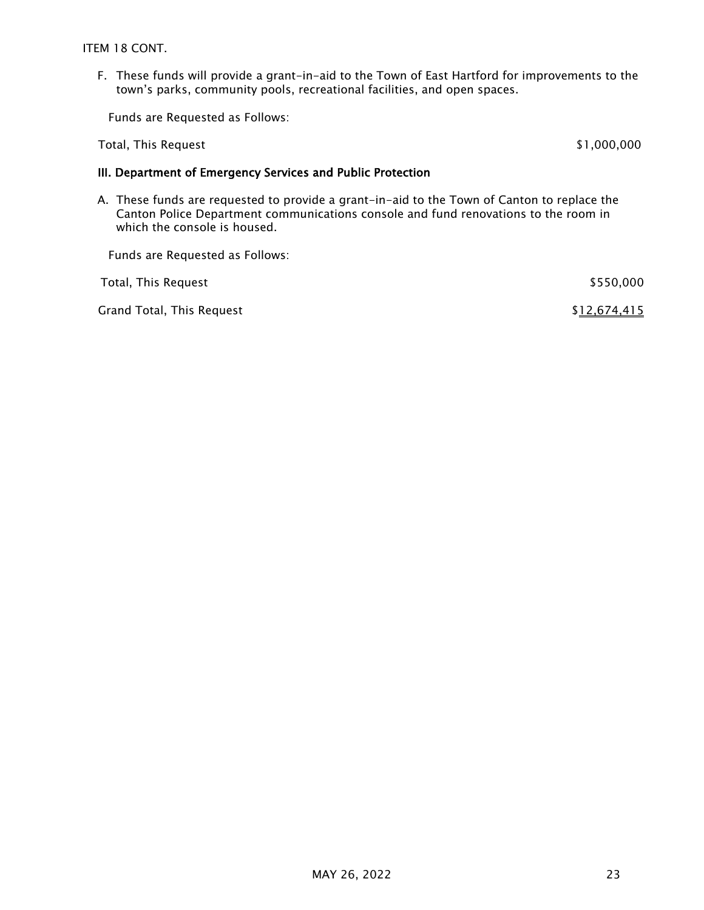ITEM 18 CONT.

F. These funds will provide a grant-in-aid to the Town of East Hartford for improvements to the town's parks, community pools, recreational facilities, and open spaces.

Funds are Requested as Follows:

| | |
|---|---|
| Total, This Request | $1,000,000 |

### III. Department of Emergency Services and Public Protection

A. These funds are requested to provide a grant-in-aid to the Town of Canton to replace the Canton Police Department communications console and fund renovations to the room in which the console is housed.

Funds are Requested as Follows:

| | |
|---|---|
| Total, This Request | $550,000 |
| Grand Total, This Request | $12,674,415 |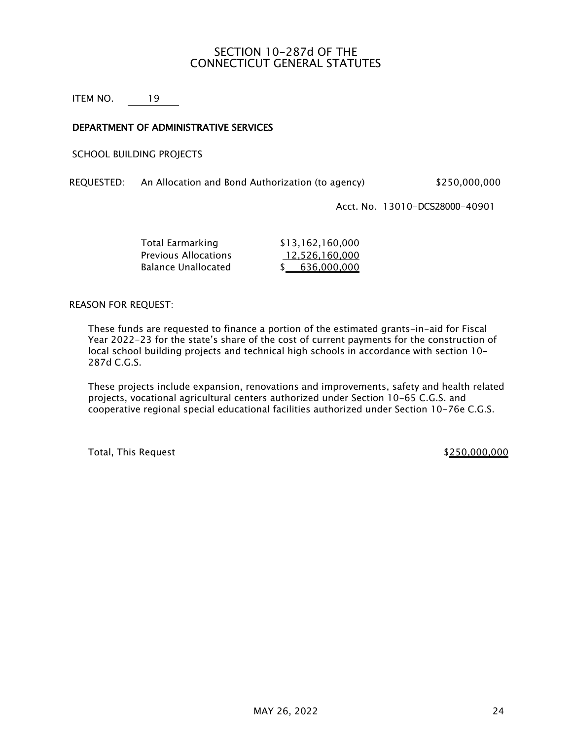# SECTION 10-287d OF THE CONNECTICUT GENERAL STATUTES

ITEM NO. 19

**DEPARTMENT OF ADMINISTRATIVE SERVICES**

SCHOOL BUILDING PROJECTS

REQUESTED: An Allocation and Bond Authorization (to agency) $250,000,000

Acct. No. 13010-DCS28000-40901

| | |
|---|---|
| Total Earmarking | $13,162,160,000 |
| Previous Allocations | 12,526,160,000 |
| Balance Unallocated | $ 636,000,000 |

REASON FOR REQUEST:

These funds are requested to finance a portion of the estimated grants-in-aid for Fiscal Year 2022-23 for the state's share of the cost of current payments for the construction of local school building projects and technical high schools in accordance with section 10-287d C.G.S.

These projects include expansion, renovations and improvements, safety and health related projects, vocational agricultural centers authorized under Section 10-65 C.G.S. and cooperative regional special educational facilities authorized under Section 10-76e C.G.S.

Total, This Request $250,000,000

MAY 26, 2022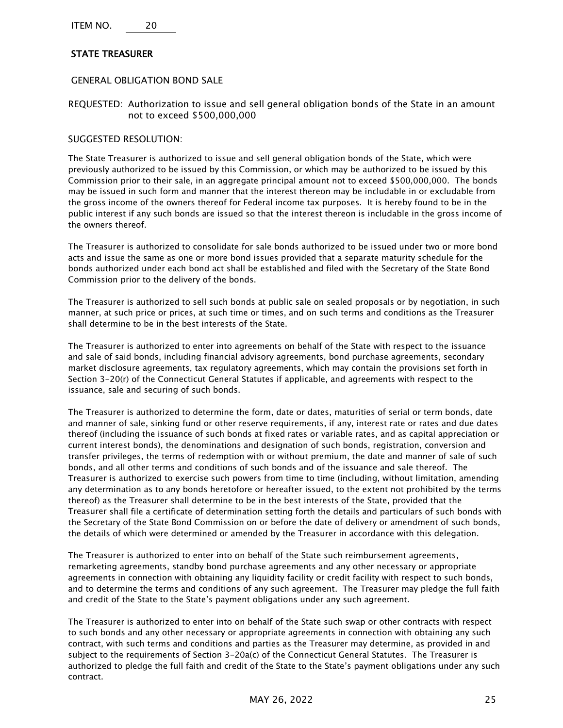ITEM NO. 20

## STATE TREASURER

GENERAL OBLIGATION BOND SALE

REQUESTED: Authorization to issue and sell general obligation bonds of the State in an amount not to exceed $500,000,000

SUGGESTED RESOLUTION:

The State Treasurer is authorized to issue and sell general obligation bonds of the State, which were previously authorized to be issued by this Commission, or which may be authorized to be issued by this Commission prior to their sale, in an aggregate principal amount not to exceed $500,000,000. The bonds may be issued in such form and manner that the interest thereon may be includable in or excludable from the gross income of the owners thereof for Federal income tax purposes. It is hereby found to be in the public interest if any such bonds are issued so that the interest thereon is includable in the gross income of the owners thereof.

The Treasurer is authorized to consolidate for sale bonds authorized to be issued under two or more bond acts and issue the same as one or more bond issues provided that a separate maturity schedule for the bonds authorized under each bond act shall be established and filed with the Secretary of the State Bond Commission prior to the delivery of the bonds.

The Treasurer is authorized to sell such bonds at public sale on sealed proposals or by negotiation, in such manner, at such price or prices, at such time or times, and on such terms and conditions as the Treasurer shall determine to be in the best interests of the State.

The Treasurer is authorized to enter into agreements on behalf of the State with respect to the issuance and sale of said bonds, including financial advisory agreements, bond purchase agreements, secondary market disclosure agreements, tax regulatory agreements, which may contain the provisions set forth in Section 3-20(r) of the Connecticut General Statutes if applicable, and agreements with respect to the issuance, sale and securing of such bonds.

The Treasurer is authorized to determine the form, date or dates, maturities of serial or term bonds, date and manner of sale, sinking fund or other reserve requirements, if any, interest rate or rates and due dates thereof (including the issuance of such bonds at fixed rates or variable rates, and as capital appreciation or current interest bonds), the denominations and designation of such bonds, registration, conversion and transfer privileges, the terms of redemption with or without premium, the date and manner of sale of such bonds, and all other terms and conditions of such bonds and of the issuance and sale thereof. The Treasurer is authorized to exercise such powers from time to time (including, without limitation, amending any determination as to any bonds heretofore or hereafter issued, to the extent not prohibited by the terms thereof) as the Treasurer shall determine to be in the best interests of the State, provided that the Treasurer shall file a certificate of determination setting forth the details and particulars of such bonds with the Secretary of the State Bond Commission on or before the date of delivery or amendment of such bonds, the details of which were determined or amended by the Treasurer in accordance with this delegation.

The Treasurer is authorized to enter into on behalf of the State such reimbursement agreements, remarketing agreements, standby bond purchase agreements and any other necessary or appropriate agreements in connection with obtaining any liquidity facility or credit facility with respect to such bonds, and to determine the terms and conditions of any such agreement. The Treasurer may pledge the full faith and credit of the State to the State's payment obligations under any such agreement.

The Treasurer is authorized to enter into on behalf of the State such swap or other contracts with respect to such bonds and any other necessary or appropriate agreements in connection with obtaining any such contract, with such terms and conditions and parties as the Treasurer may determine, as provided in and subject to the requirements of Section 3-20a(c) of the Connecticut General Statutes. The Treasurer is authorized to pledge the full faith and credit of the State to the State's payment obligations under any such contract.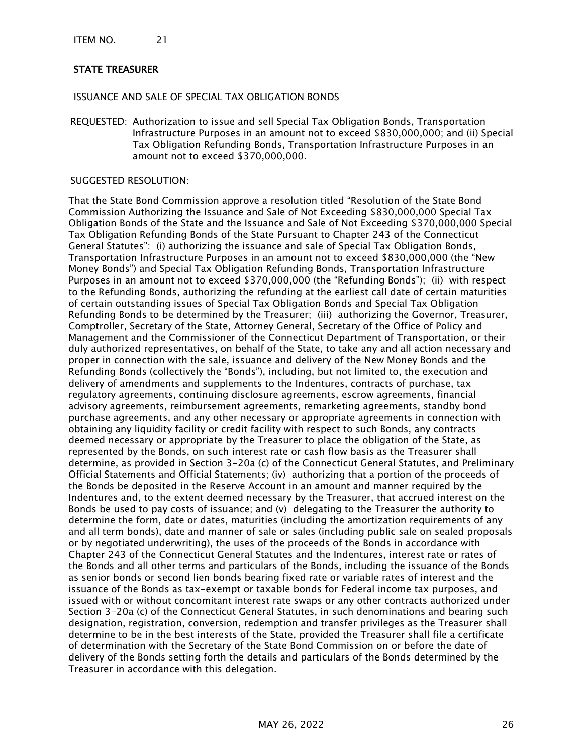ITEM NO. 21

## STATE TREASURER

ISSUANCE AND SALE OF SPECIAL TAX OBLIGATION BONDS

REQUESTED: Authorization to issue and sell Special Tax Obligation Bonds, Transportation Infrastructure Purposes in an amount not to exceed $830,000,000; and (ii) Special Tax Obligation Refunding Bonds, Transportation Infrastructure Purposes in an amount not to exceed $370,000,000.

SUGGESTED RESOLUTION:

That the State Bond Commission approve a resolution titled "Resolution of the State Bond Commission Authorizing the Issuance and Sale of Not Exceeding $830,000,000 Special Tax Obligation Bonds of the State and the Issuance and Sale of Not Exceeding $370,000,000 Special Tax Obligation Refunding Bonds of the State Pursuant to Chapter 243 of the Connecticut General Statutes": (i) authorizing the issuance and sale of Special Tax Obligation Bonds, Transportation Infrastructure Purposes in an amount not to exceed $830,000,000 (the "New Money Bonds") and Special Tax Obligation Refunding Bonds, Transportation Infrastructure Purposes in an amount not to exceed $370,000,000 (the "Refunding Bonds"); (ii) with respect to the Refunding Bonds, authorizing the refunding at the earliest call date of certain maturities of certain outstanding issues of Special Tax Obligation Bonds and Special Tax Obligation Refunding Bonds to be determined by the Treasurer; (iii) authorizing the Governor, Treasurer, Comptroller, Secretary of the State, Attorney General, Secretary of the Office of Policy and Management and the Commissioner of the Connecticut Department of Transportation, or their duly authorized representatives, on behalf of the State, to take any and all action necessary and proper in connection with the sale, issuance and delivery of the New Money Bonds and the Refunding Bonds (collectively the "Bonds"), including, but not limited to, the execution and delivery of amendments and supplements to the Indentures, contracts of purchase, tax regulatory agreements, continuing disclosure agreements, escrow agreements, financial advisory agreements, reimbursement agreements, remarketing agreements, standby bond purchase agreements, and any other necessary or appropriate agreements in connection with obtaining any liquidity facility or credit facility with respect to such Bonds, any contracts deemed necessary or appropriate by the Treasurer to place the obligation of the State, as represented by the Bonds, on such interest rate or cash flow basis as the Treasurer shall determine, as provided in Section 3-20a (c) of the Connecticut General Statutes, and Preliminary Official Statements and Official Statements; (iv) authorizing that a portion of the proceeds of the Bonds be deposited in the Reserve Account in an amount and manner required by the Indentures and, to the extent deemed necessary by the Treasurer, that accrued interest on the Bonds be used to pay costs of issuance; and (v) delegating to the Treasurer the authority to determine the form, date or dates, maturities (including the amortization requirements of any and all term bonds), date and manner of sale or sales (including public sale on sealed proposals or by negotiated underwriting), the uses of the proceeds of the Bonds in accordance with Chapter 243 of the Connecticut General Statutes and the Indentures, interest rate or rates of the Bonds and all other terms and particulars of the Bonds, including the issuance of the Bonds as senior bonds or second lien bonds bearing fixed rate or variable rates of interest and the issuance of the Bonds as tax-exempt or taxable bonds for Federal income tax purposes, and issued with or without concomitant interest rate swaps or any other contracts authorized under Section 3-20a (c) of the Connecticut General Statutes, in such denominations and bearing such designation, registration, conversion, redemption and transfer privileges as the Treasurer shall determine to be in the best interests of the State, provided the Treasurer shall file a certificate of determination with the Secretary of the State Bond Commission on or before the date of delivery of the Bonds setting forth the details and particulars of the Bonds determined by the Treasurer in accordance with this delegation.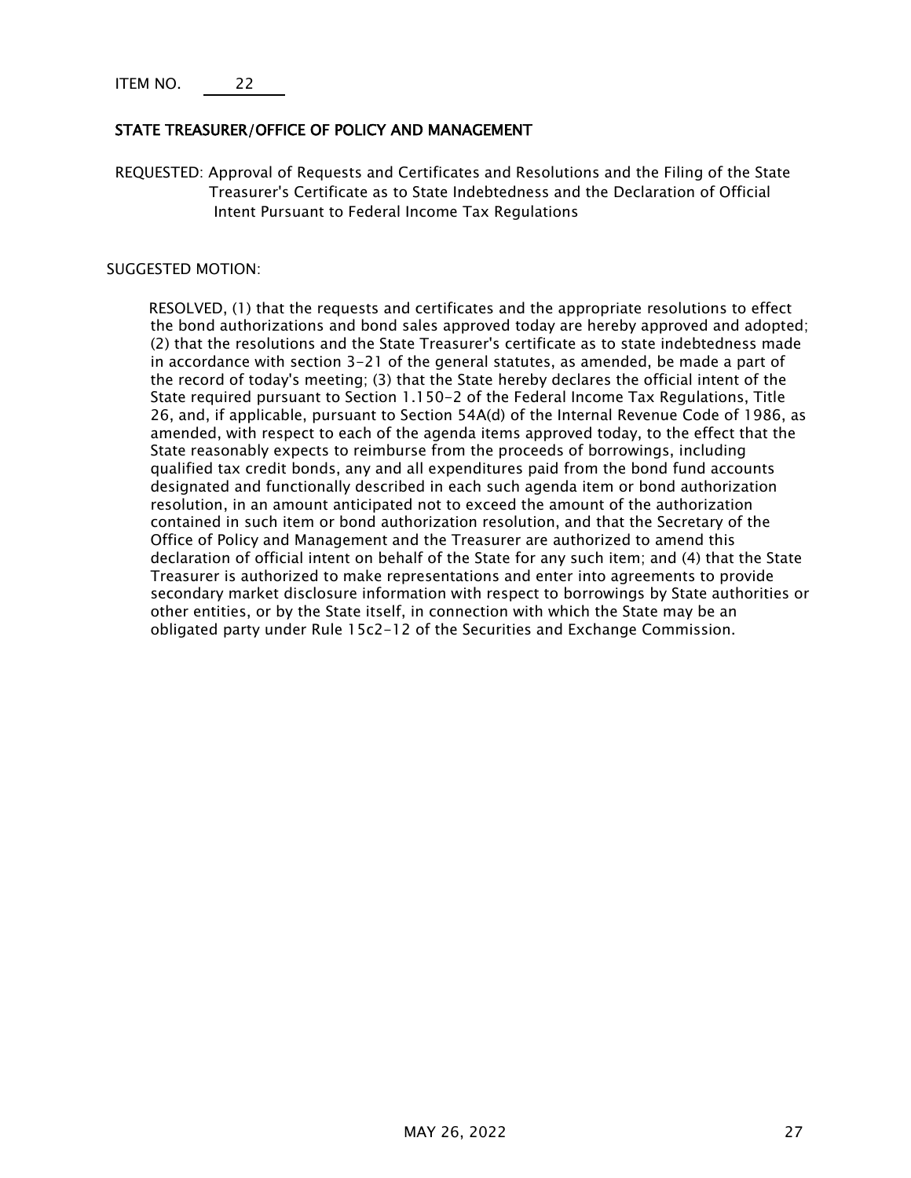ITEM NO. 22

## STATE TREASURER/OFFICE OF POLICY AND MANAGEMENT

REQUESTED: Approval of Requests and Certificates and Resolutions and the Filing of the State Treasurer's Certificate as to State Indebtedness and the Declaration of Official Intent Pursuant to Federal Income Tax Regulations

SUGGESTED MOTION:

RESOLVED, (1) that the requests and certificates and the appropriate resolutions to effect the bond authorizations and bond sales approved today are hereby approved and adopted; (2) that the resolutions and the State Treasurer's certificate as to state indebtedness made in accordance with section 3-21 of the general statutes, as amended, be made a part of the record of today's meeting; (3) that the State hereby declares the official intent of the State required pursuant to Section 1.150-2 of the Federal Income Tax Regulations, Title 26, and, if applicable, pursuant to Section 54A(d) of the Internal Revenue Code of 1986, as amended, with respect to each of the agenda items approved today, to the effect that the State reasonably expects to reimburse from the proceeds of borrowings, including qualified tax credit bonds, any and all expenditures paid from the bond fund accounts designated and functionally described in each such agenda item or bond authorization resolution, in an amount anticipated not to exceed the amount of the authorization contained in such item or bond authorization resolution, and that the Secretary of the Office of Policy and Management and the Treasurer are authorized to amend this declaration of official intent on behalf of the State for any such item; and (4) that the State Treasurer is authorized to make representations and enter into agreements to provide secondary market disclosure information with respect to borrowings by State authorities or other entities, or by the State itself, in connection with which the State may be an obligated party under Rule 15c2-12 of the Securities and Exchange Commission.

MAY 26, 2022